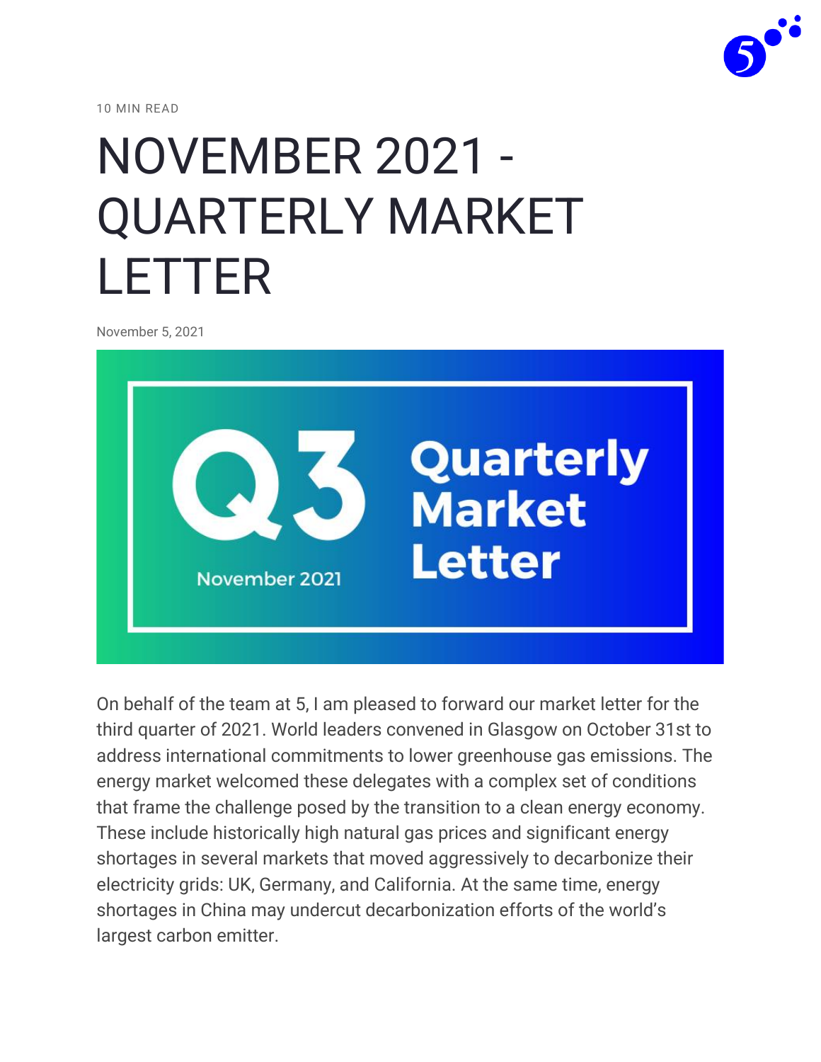10 MIN READ

# NOVEMBER 2021 - QUARTERLY MARKET LETTER

November 5, 2021

On behalf of the team at 5, I am pleased to forward our market letter for the third quarter of 2021. World leaders convened in Glasgow on October 31st to address international commitments to lower greenhouse gas emissions. The energy market welcomed these delegates with a complex set of conditions that frame the challenge posed by the transition to a clean energy economy. These include historically high natural gas prices and significant energy shortages in several markets that moved aggressively to decarbonize their electricity grids: UK, Germany, and California. At the same time, energy shortages in China may undercut decarbonization efforts of the world's largest carbon emitter.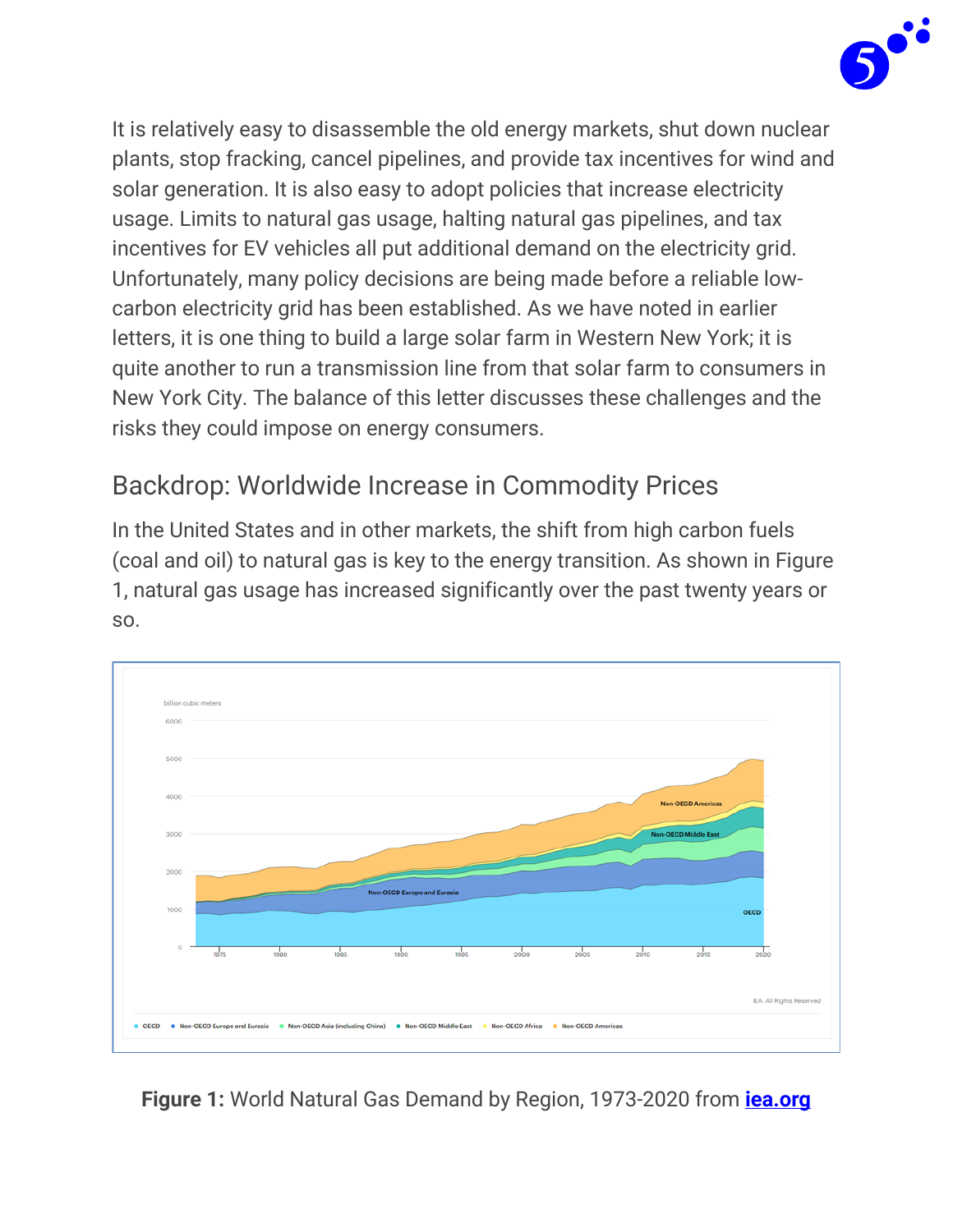It is relatively easy to disassemble the old energy markets, shut down nuclear plants, stop fracking, cancel pipelines, and provide tax incentives for wind and solar generation. It is also easy to adopt policies that increase electricity usage. Limits to natural gas usage, halting natural gas pipelines, and tax incentives for EV vehicles all put additional demand on the electricity grid. Unfortunately, many policy decisions are being made before a reliable low-carbon electricity grid has been established. As we have noted in earlier letters, it is one thing to build a large solar farm in Western New York; it is quite another to run a transmission line from that solar farm to consumers in New York City. The balance of this letter discusses these challenges and the risks they could impose on energy consumers.

## Backdrop: Worldwide Increase in Commodity Prices

In the United States and in other markets, the shift from high carbon fuels (coal and oil) to natural gas is key to the energy transition. As shown in Figure 1, natural gas usage has increased significantly over the past twenty years or so.

**Figure 1:** World Natural Gas Demand by Region, 1973-2020 from **[iea.org](iea.org)**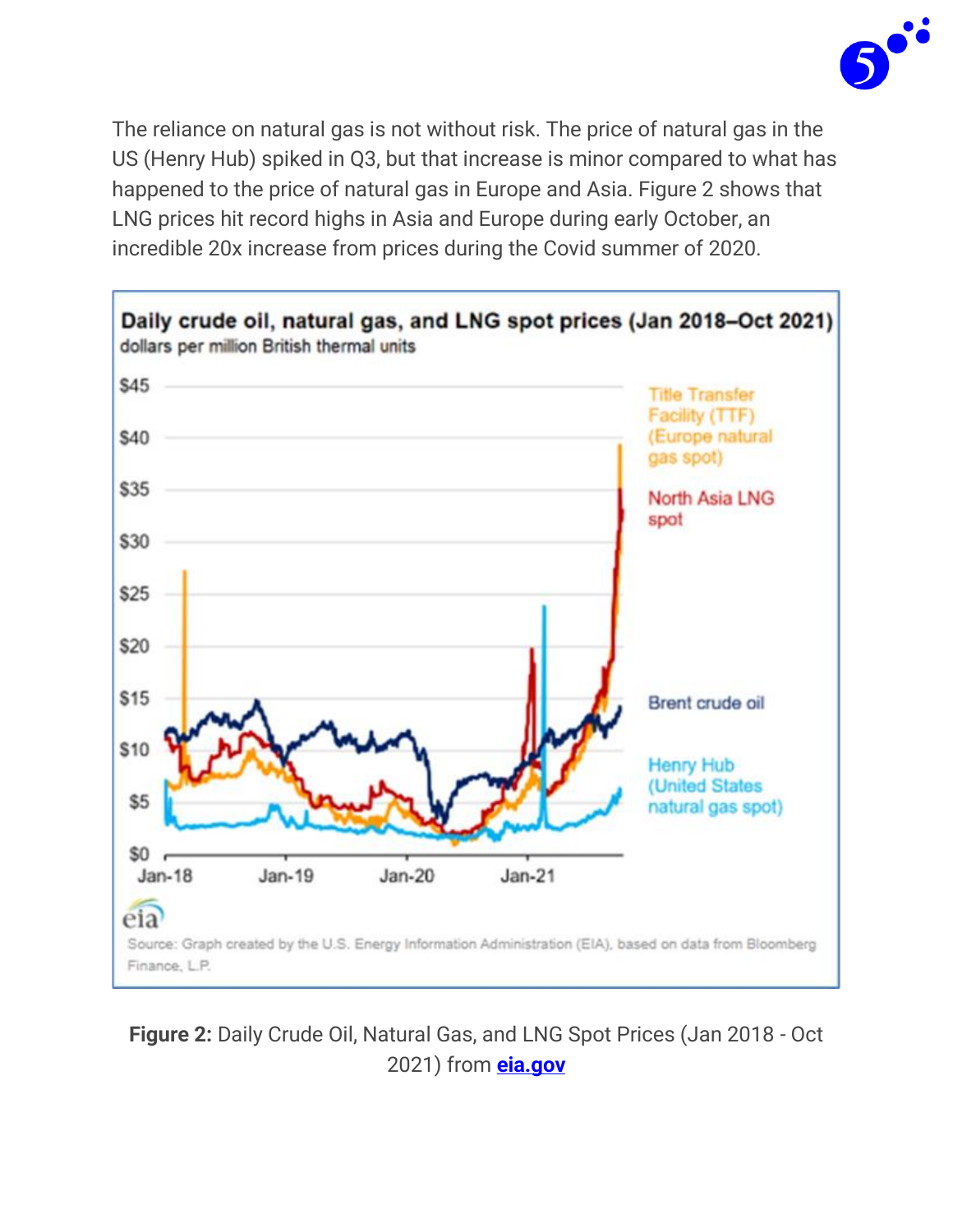The reliance on natural gas is not without risk. The price of natural gas in the US (Henry Hub) spiked in Q3, but that increase is minor compared to what has happened to the price of natural gas in Europe and Asia. Figure 2 shows that LNG prices hit record highs in Asia and Europe during early October, an incredible 20x increase from prices during the Covid summer of 2020.

**Figure 2:** Daily Crude Oil, Natural Gas, and LNG Spot Prices (Jan 2018 - Oct 2021) from **eia.gov**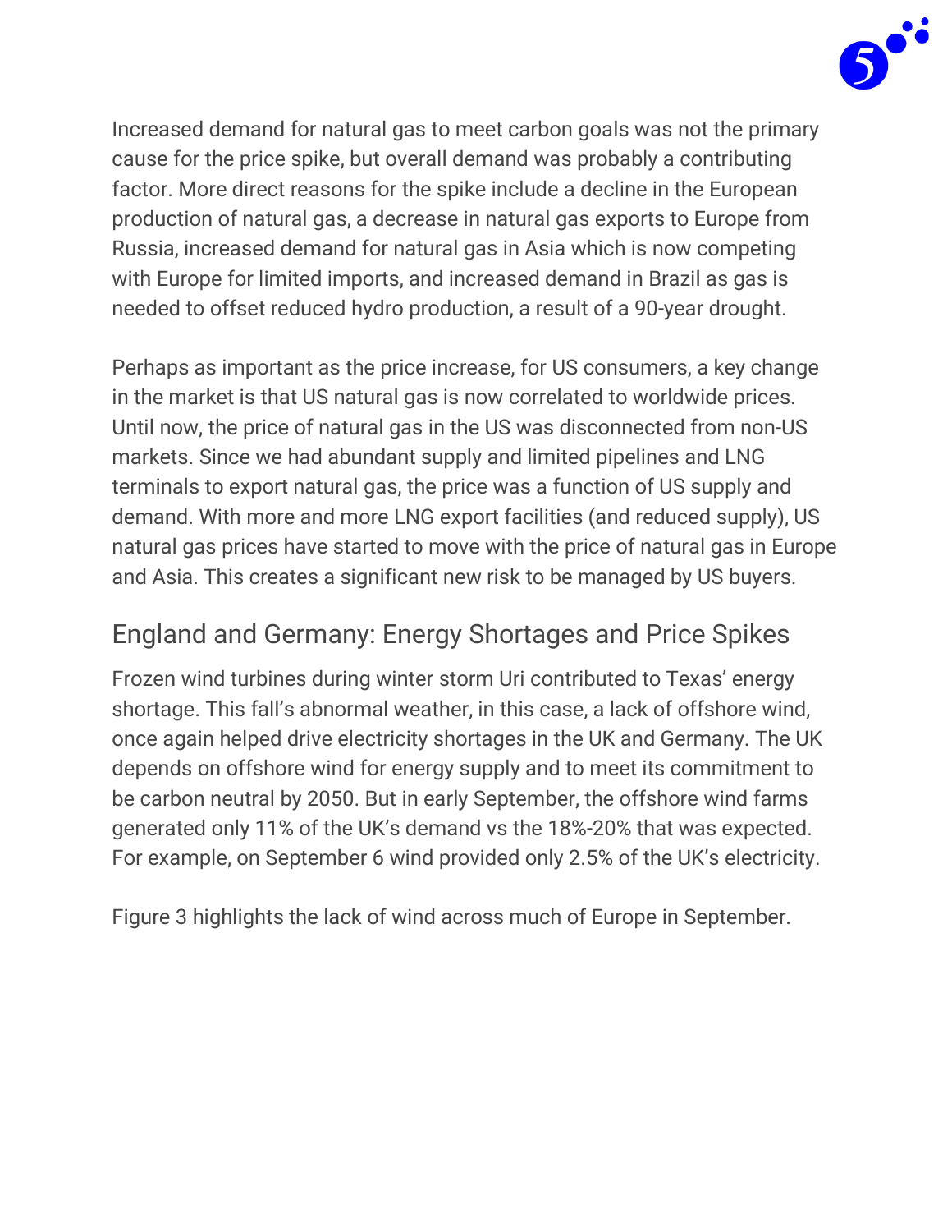Increased demand for natural gas to meet carbon goals was not the primary cause for the price spike, but overall demand was probably a contributing factor. More direct reasons for the spike include a decline in the European production of natural gas, a decrease in natural gas exports to Europe from Russia, increased demand for natural gas in Asia which is now competing with Europe for limited imports, and increased demand in Brazil as gas is needed to offset reduced hydro production, a result of a 90-year drought.

Perhaps as important as the price increase, for US consumers, a key change in the market is that US natural gas is now correlated to worldwide prices. Until now, the price of natural gas in the US was disconnected from non-US markets. Since we had abundant supply and limited pipelines and LNG terminals to export natural gas, the price was a function of US supply and demand. With more and more LNG export facilities (and reduced supply), US natural gas prices have started to move with the price of natural gas in Europe and Asia. This creates a significant new risk to be managed by US buyers.

## England and Germany: Energy Shortages and Price Spikes

Frozen wind turbines during winter storm Uri contributed to Texas' energy shortage. This fall's abnormal weather, in this case, a lack of offshore wind, once again helped drive electricity shortages in the UK and Germany. The UK depends on offshore wind for energy supply and to meet its commitment to be carbon neutral by 2050. But in early September, the offshore wind farms generated only 11% of the UK's demand vs the 18%-20% that was expected. For example, on September 6 wind provided only 2.5% of the UK's electricity.

Figure 3 highlights the lack of wind across much of Europe in September.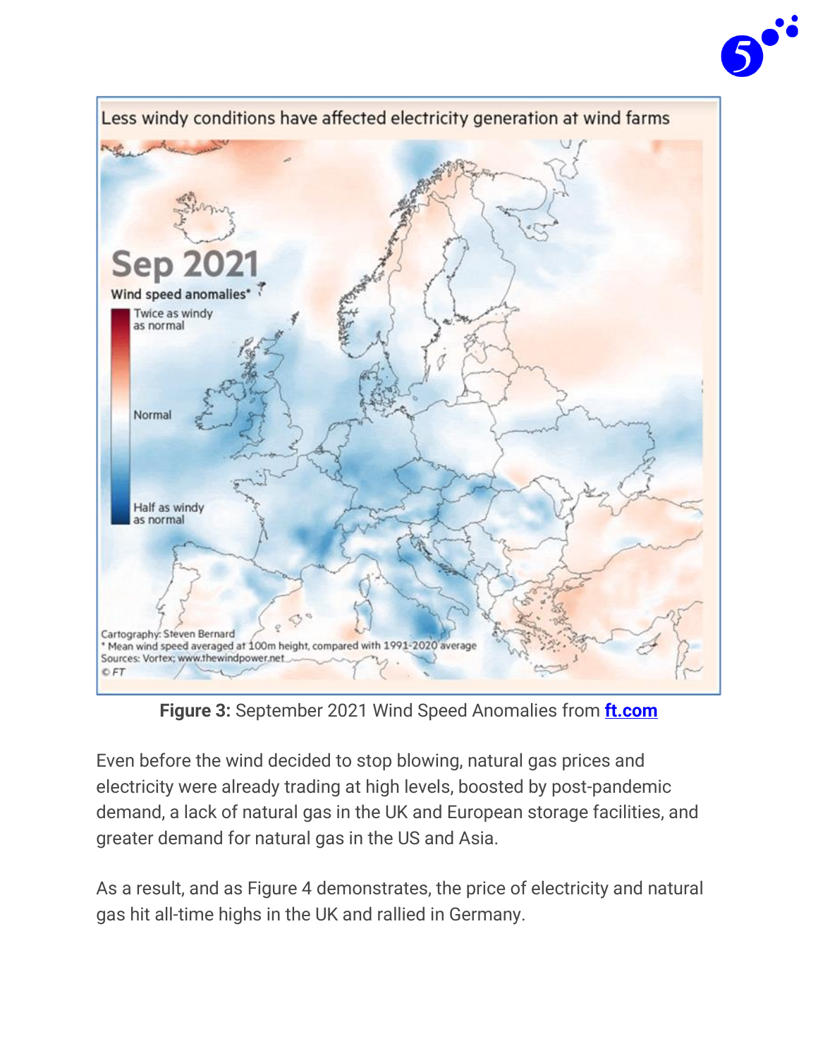Figure 3: September 2021 Wind Speed Anomalies from [ft.com](ft.com)

Even before the wind decided to stop blowing, natural gas prices and electricity were already trading at high levels, boosted by post-pandemic demand, a lack of natural gas in the UK and European storage facilities, and greater demand for natural gas in the US and Asia.

As a result, and as Figure 4 demonstrates, the price of electricity and natural gas hit all-time highs in the UK and rallied in Germany.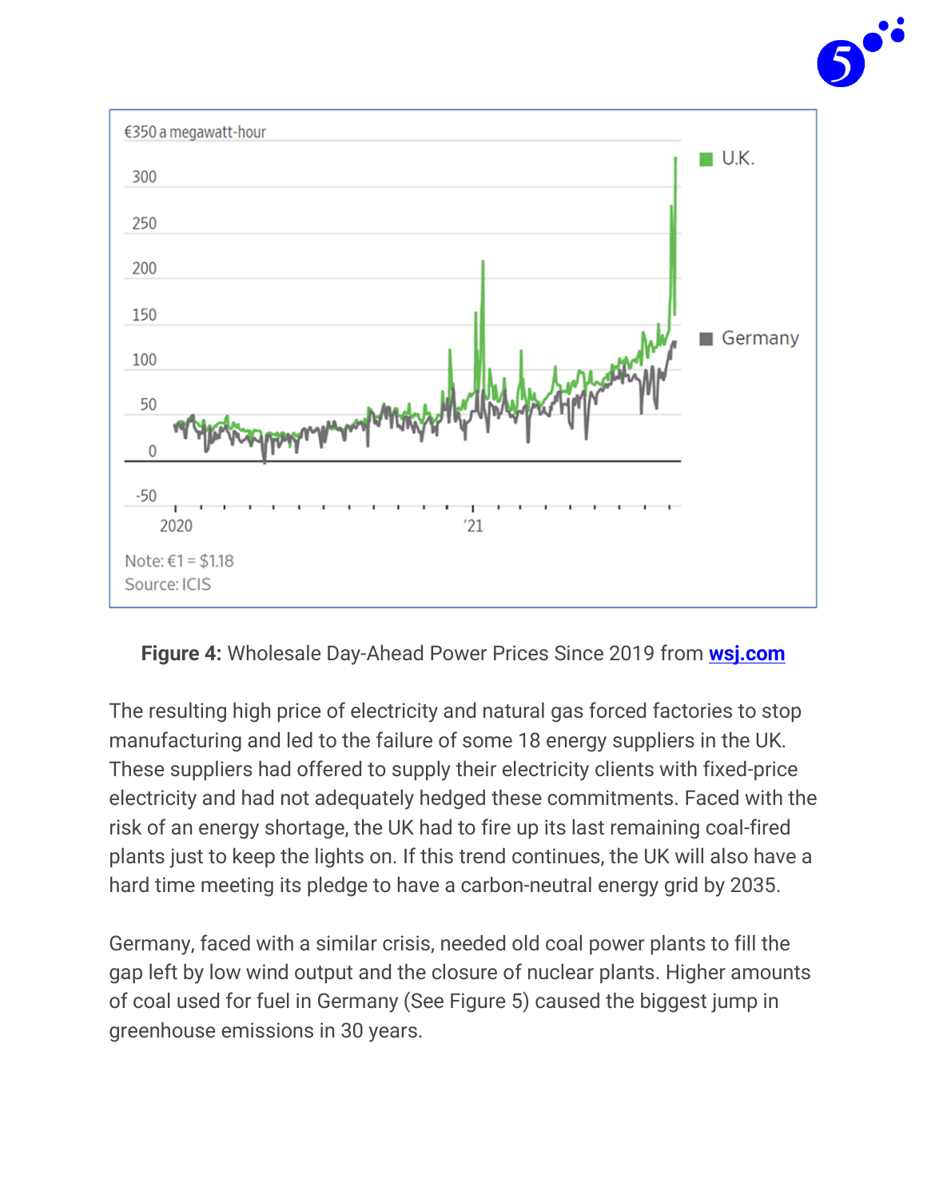**Figure 4:** Wholesale Day-Ahead Power Prices Since 2019 from [wsj.com](wsj.com)

The resulting high price of electricity and natural gas forced factories to stop manufacturing and led to the failure of some 18 energy suppliers in the UK. These suppliers had offered to supply their electricity clients with fixed-price electricity and had not adequately hedged these commitments. Faced with the risk of an energy shortage, the UK had to fire up its last remaining coal-fired plants just to keep the lights on. If this trend continues, the UK will also have a hard time meeting its pledge to have a carbon-neutral energy grid by 2035.

Germany, faced with a similar crisis, needed old coal power plants to fill the gap left by low wind output and the closure of nuclear plants. Higher amounts of coal used for fuel in Germany (See Figure 5) caused the biggest jump in greenhouse emissions in 30 years.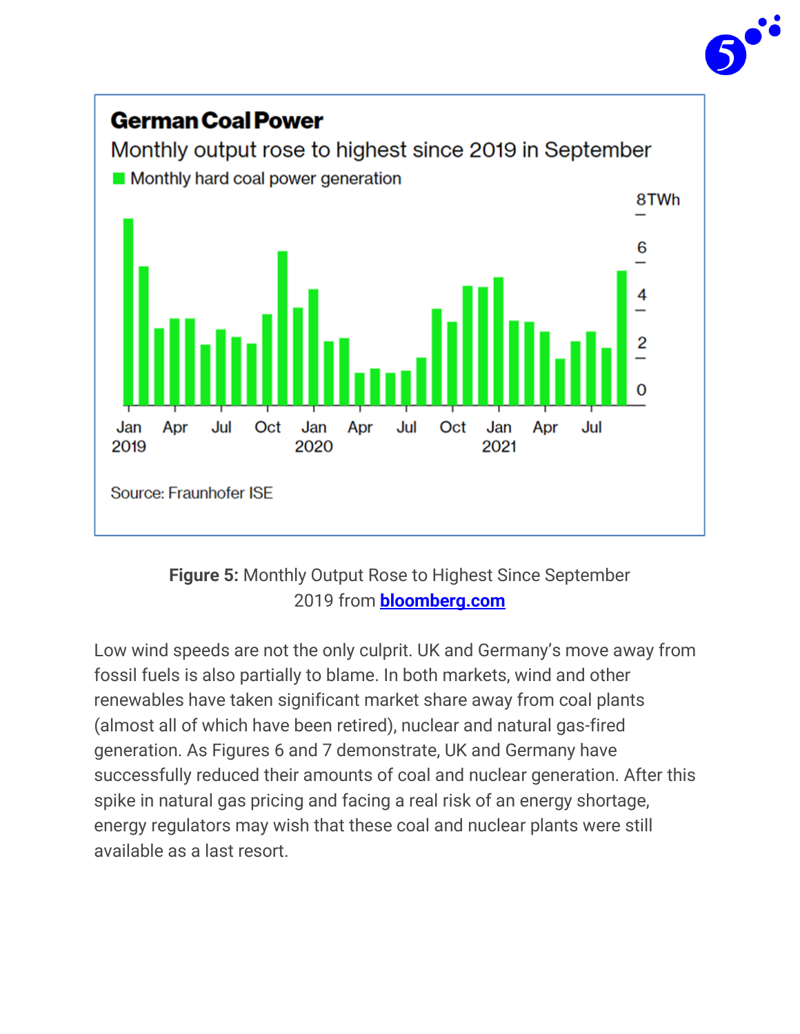**Figure 5:** Monthly Output Rose to Highest Since September 2019 from **bloomberg.com**

Low wind speeds are not the only culprit. UK and Germany's move away from fossil fuels is also partially to blame. In both markets, wind and other renewables have taken significant market share away from coal plants (almost all of which have been retired), nuclear and natural gas-fired generation. As Figures 6 and 7 demonstrate, UK and Germany have successfully reduced their amounts of coal and nuclear generation. After this spike in natural gas pricing and facing a real risk of an energy shortage, energy regulators may wish that these coal and nuclear plants were still available as a last resort.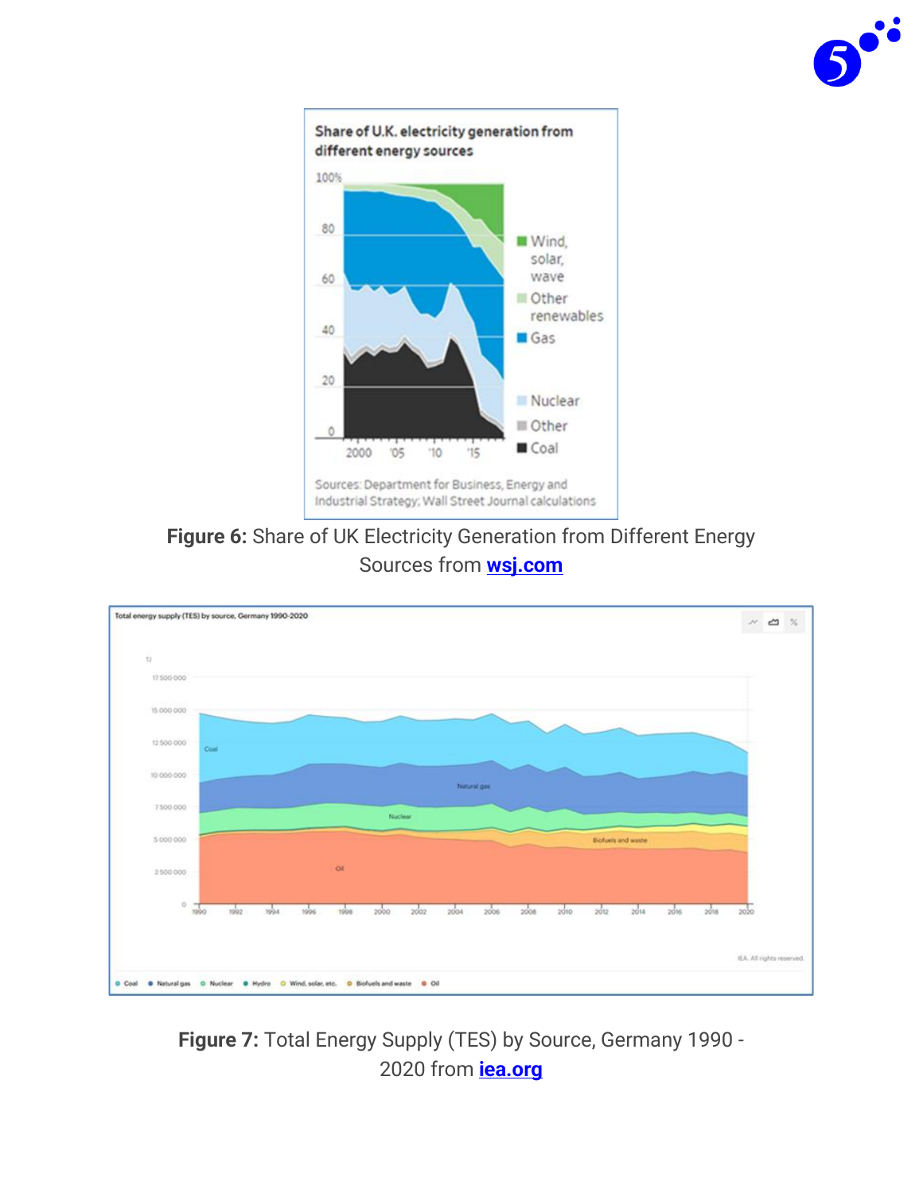**Figure 6:** Share of UK Electricity Generation from Different Energy Sources from **[wsj.com](wsj.com)**

**Figure 7:** Total Energy Supply (TES) by Source, Germany 1990 - 2020 from **[iea.org](iea.org)**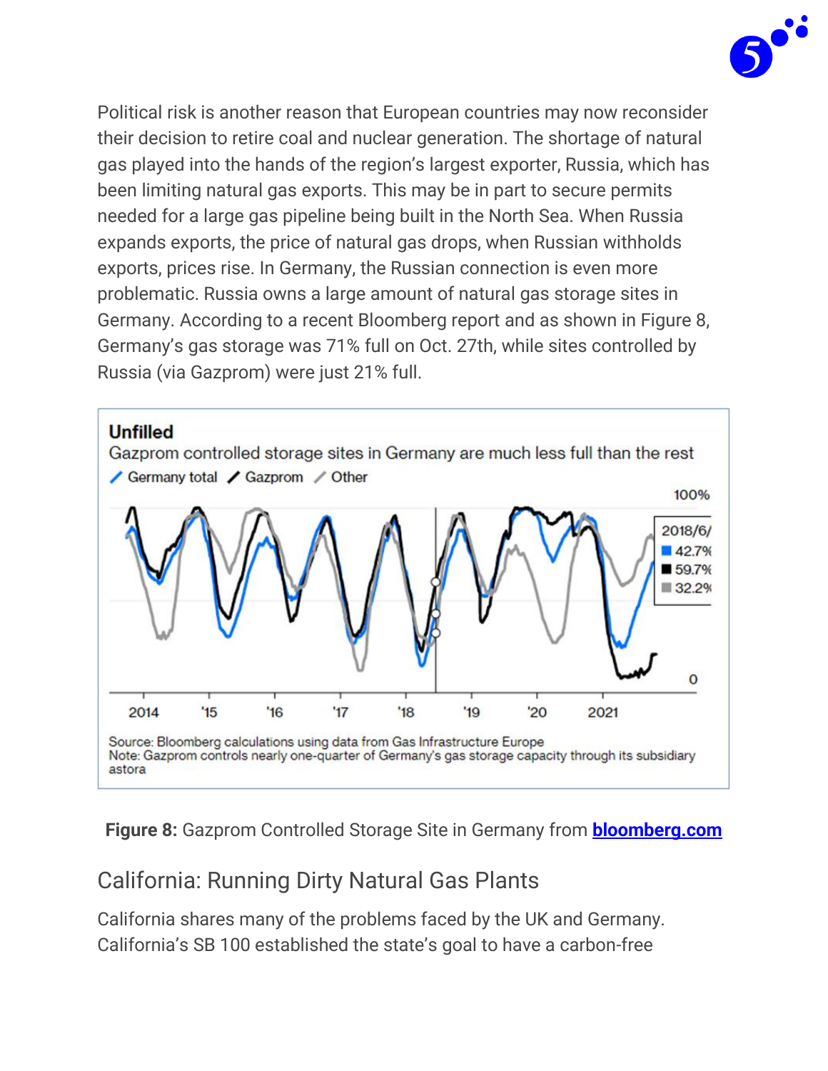Political risk is another reason that European countries may now reconsider their decision to retire coal and nuclear generation. The shortage of natural gas played into the hands of the region's largest exporter, Russia, which has been limiting natural gas exports. This may be in part to secure permits needed for a large gas pipeline being built in the North Sea. When Russia expands exports, the price of natural gas drops, when Russian withholds exports, prices rise. In Germany, the Russian connection is even more problematic. Russia owns a large amount of natural gas storage sites in Germany. According to a recent Bloomberg report and as shown in Figure 8, Germany's gas storage was 71% full on Oct. 27th, while sites controlled by Russia (via Gazprom) were just 21% full.

**Figure 8:** Gazprom Controlled Storage Site in Germany from **bloomberg.com**

## California: Running Dirty Natural Gas Plants

California shares many of the problems faced by the UK and Germany. California's SB 100 established the state's goal to have a carbon-free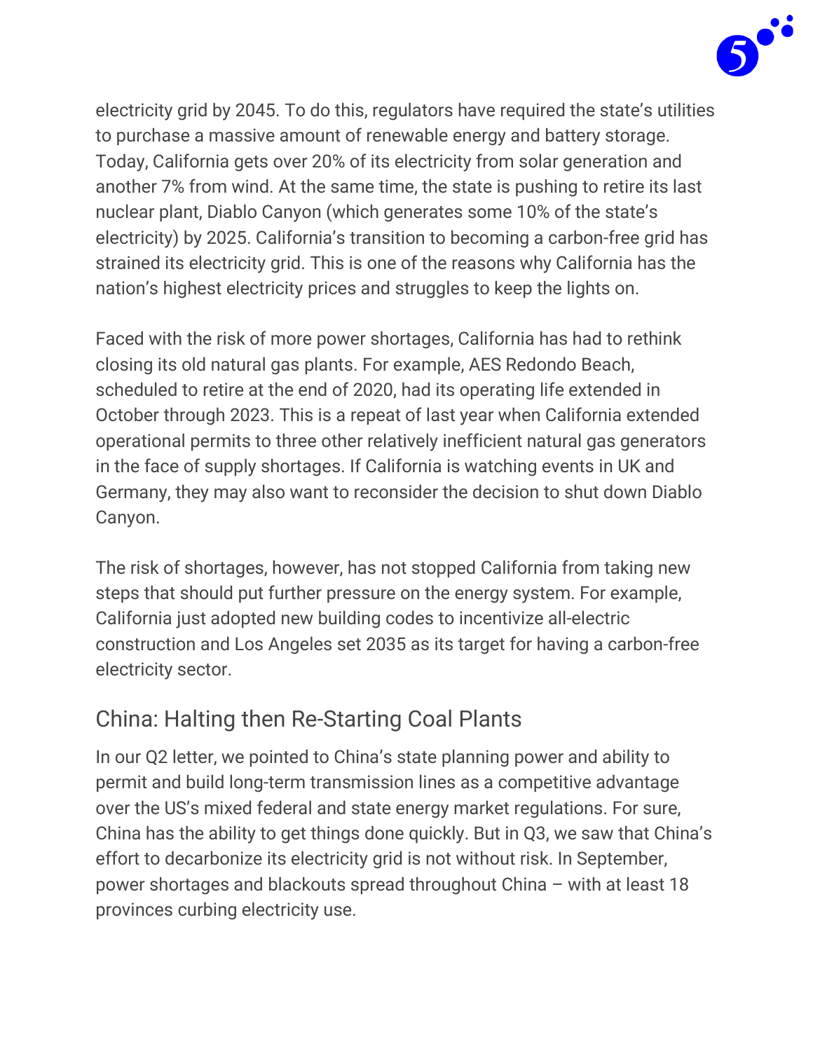electricity grid by 2045. To do this, regulators have required the state's utilities to purchase a massive amount of renewable energy and battery storage. Today, California gets over 20% of its electricity from solar generation and another 7% from wind. At the same time, the state is pushing to retire its last nuclear plant, Diablo Canyon (which generates some 10% of the state's electricity) by 2025. California's transition to becoming a carbon-free grid has strained its electricity grid. This is one of the reasons why California has the nation's highest electricity prices and struggles to keep the lights on.

Faced with the risk of more power shortages, California has had to rethink closing its old natural gas plants. For example, AES Redondo Beach, scheduled to retire at the end of 2020, had its operating life extended in October through 2023. This is a repeat of last year when California extended operational permits to three other relatively inefficient natural gas generators in the face of supply shortages. If California is watching events in UK and Germany, they may also want to reconsider the decision to shut down Diablo Canyon.

The risk of shortages, however, has not stopped California from taking new steps that should put further pressure on the energy system. For example, California just adopted new building codes to incentivize all-electric construction and Los Angeles set 2035 as its target for having a carbon-free electricity sector.

## China: Halting then Re-Starting Coal Plants

In our Q2 letter, we pointed to China's state planning power and ability to permit and build long-term transmission lines as a competitive advantage over the US's mixed federal and state energy market regulations. For sure, China has the ability to get things done quickly. But in Q3, we saw that China's effort to decarbonize its electricity grid is not without risk. In September, power shortages and blackouts spread throughout China – with at least 18 provinces curbing electricity use.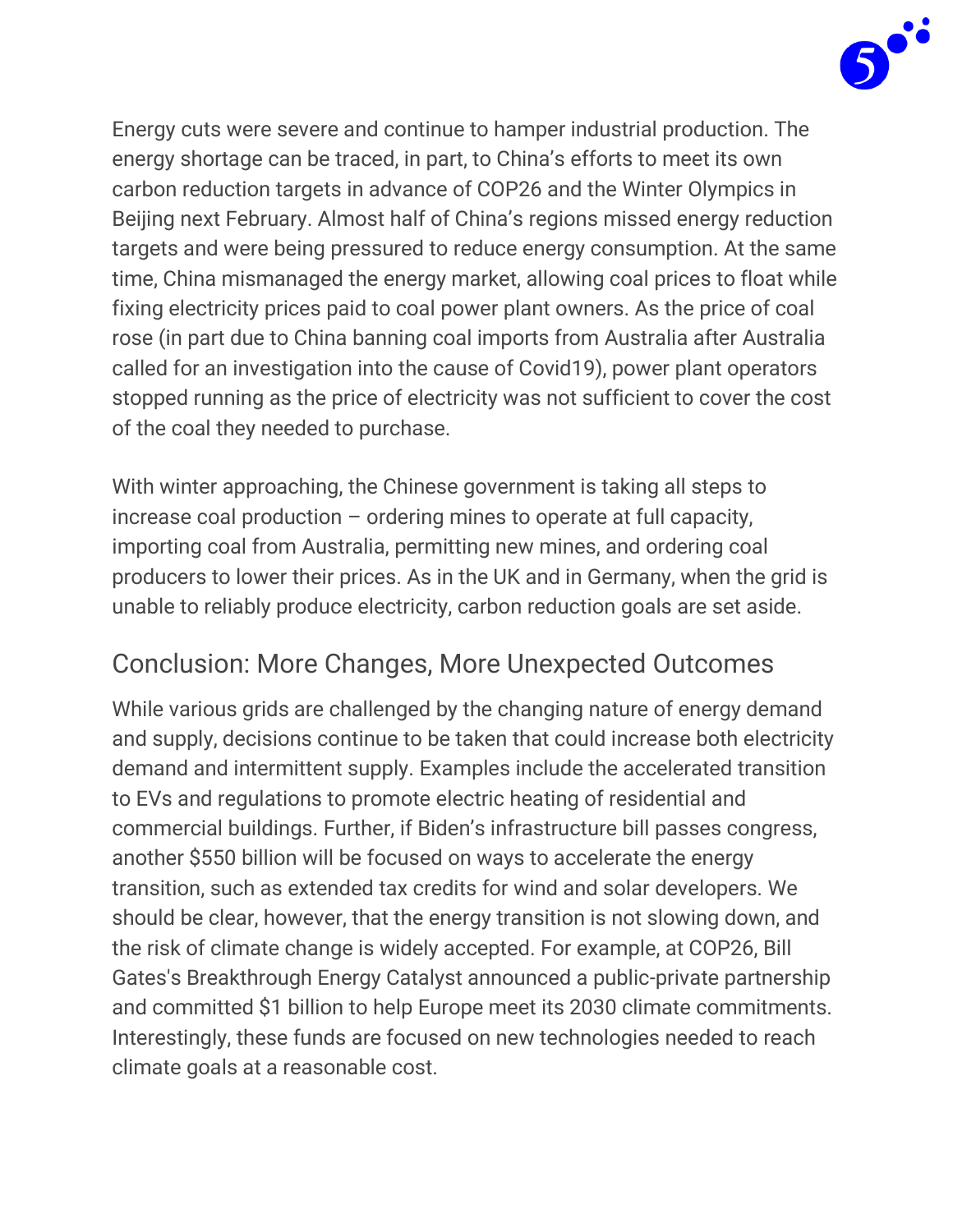Energy cuts were severe and continue to hamper industrial production. The energy shortage can be traced, in part, to China's efforts to meet its own carbon reduction targets in advance of COP26 and the Winter Olympics in Beijing next February. Almost half of China's regions missed energy reduction targets and were being pressured to reduce energy consumption. At the same time, China mismanaged the energy market, allowing coal prices to float while fixing electricity prices paid to coal power plant owners. As the price of coal rose (in part due to China banning coal imports from Australia after Australia called for an investigation into the cause of Covid19), power plant operators stopped running as the price of electricity was not sufficient to cover the cost of the coal they needed to purchase.

With winter approaching, the Chinese government is taking all steps to increase coal production – ordering mines to operate at full capacity, importing coal from Australia, permitting new mines, and ordering coal producers to lower their prices. As in the UK and in Germany, when the grid is unable to reliably produce electricity, carbon reduction goals are set aside.

## Conclusion: More Changes, More Unexpected Outcomes

While various grids are challenged by the changing nature of energy demand and supply, decisions continue to be taken that could increase both electricity demand and intermittent supply. Examples include the accelerated transition to EVs and regulations to promote electric heating of residential and commercial buildings. Further, if Biden's infrastructure bill passes congress, another $550 billion will be focused on ways to accelerate the energy transition, such as extended tax credits for wind and solar developers. We should be clear, however, that the energy transition is not slowing down, and the risk of climate change is widely accepted. For example, at COP26, Bill Gates's Breakthrough Energy Catalyst announced a public-private partnership and committed $1 billion to help Europe meet its 2030 climate commitments. Interestingly, these funds are focused on new technologies needed to reach climate goals at a reasonable cost.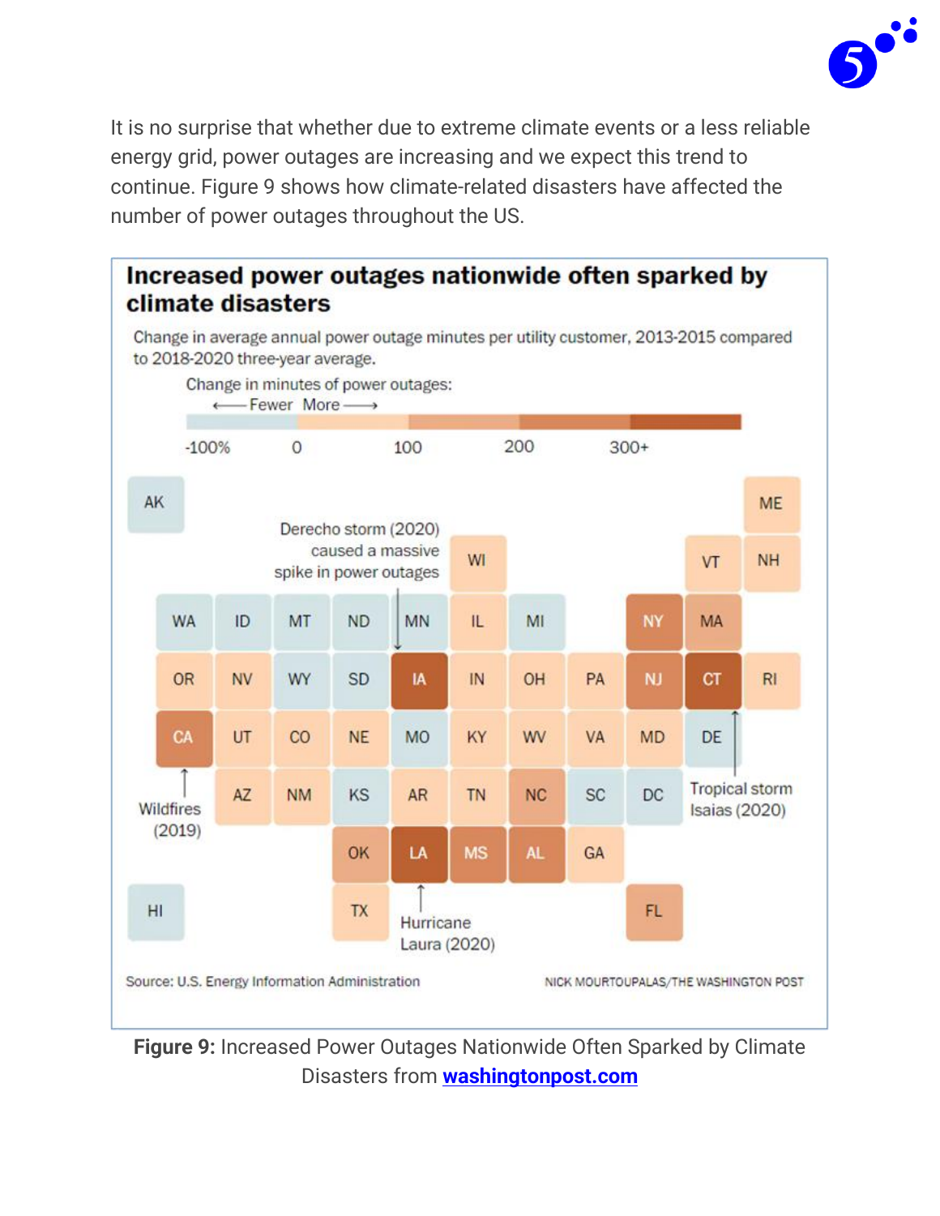It is no surprise that whether due to extreme climate events or a less reliable energy grid, power outages are increasing and we expect this trend to continue. Figure 9 shows how climate-related disasters have affected the number of power outages throughout the US.

**Increased power outages nationwide often sparked by climate disasters**

Change in average annual power outage minutes per utility customer, 2013-2015 compared to 2018-2020 three-year average.

Change in minutes of power outages: ← Fewer More →

-100% 0 100 200 300+

Derecho storm (2020) caused a massive spike in power outages

Wildfires (2019)

Tropical storm Isaias (2020)

Hurricane Laura (2020)

Source: U.S. Energy Information Administration

NICK MOURTOUPALAS/THE WASHINGTON POST

**Figure 9:** Increased Power Outages Nationwide Often Sparked by Climate Disasters from washingtonpost.com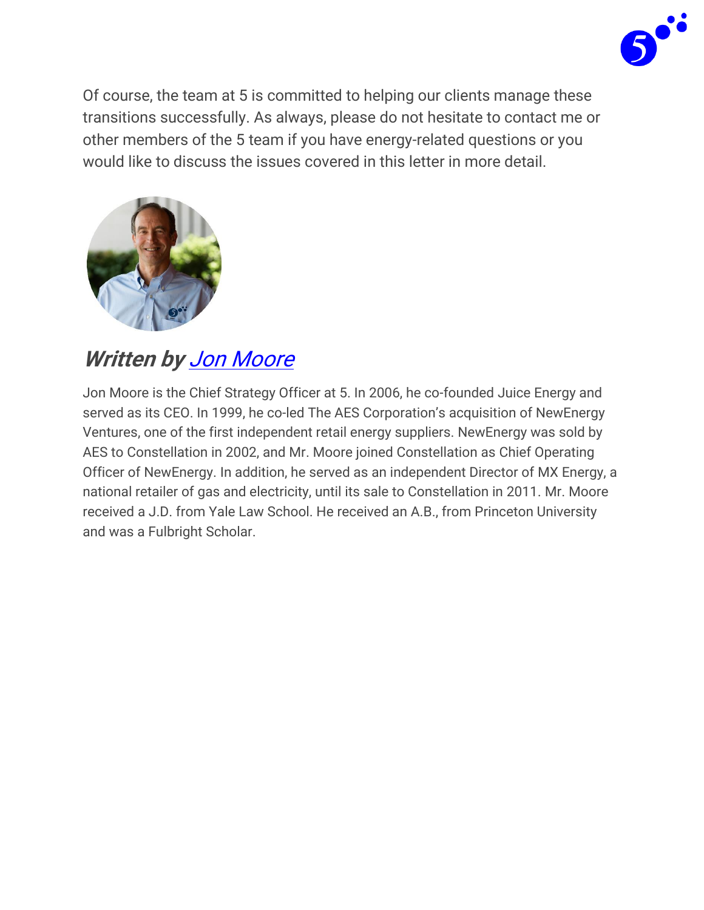Of course, the team at 5 is committed to helping our clients manage these transitions successfully. As always, please do not hesitate to contact me or other members of the 5 team if you have energy-related questions or you would like to discuss the issues covered in this letter in more detail.

## *Written by Jon Moore*

Jon Moore is the Chief Strategy Officer at 5. In 2006, he co-founded Juice Energy and served as its CEO. In 1999, he co-led The AES Corporation's acquisition of NewEnergy Ventures, one of the first independent retail energy suppliers. NewEnergy was sold by AES to Constellation in 2002, and Mr. Moore joined Constellation as Chief Operating Officer of NewEnergy. In addition, he served as an independent Director of MX Energy, a national retailer of gas and electricity, until its sale to Constellation in 2011. Mr. Moore received a J.D. from Yale Law School. He received an A.B., from Princeton University and was a Fulbright Scholar.